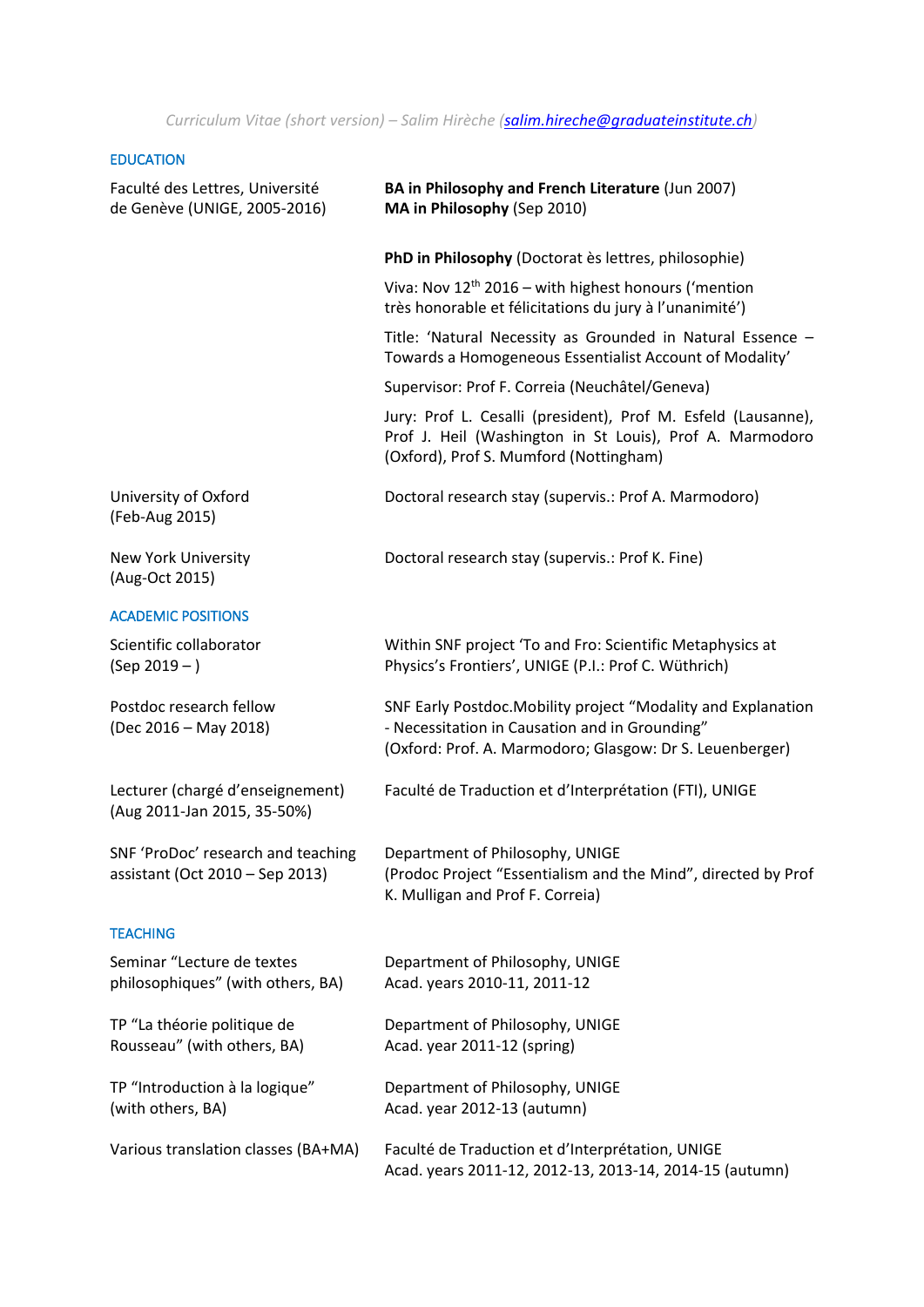*Curriculum Vitae (short version) – Salim Hirèche (salim.hireche@graduateinstitute.ch)*

## EDUCATION

| | |
|---|---|
| Faculté des Lettres, Université de Genève (UNIGE, 2005-2016) | **BA in Philosophy and French Literature** (Jun 2007)<br>**MA in Philosophy** (Sep 2010) |
| | **PhD in Philosophy** (Doctorat ès lettres, philosophie)<br>Viva: Nov 12th 2016 – with highest honours ('mention très honorable et félicitations du jury à l'unanimité')<br>Title: 'Natural Necessity as Grounded in Natural Essence – Towards a Homogeneous Essentialist Account of Modality'<br>Supervisor: Prof F. Correia (Neuchâtel/Geneva)<br>Jury: Prof L. Cesalli (president), Prof M. Esfeld (Lausanne), Prof J. Heil (Washington in St Louis), Prof A. Marmodoro (Oxford), Prof S. Mumford (Nottingham) |
| University of Oxford (Feb-Aug 2015) | Doctoral research stay (supervis.: Prof A. Marmodoro) |
| New York University (Aug-Oct 2015) | Doctoral research stay (supervis.: Prof K. Fine) |

## ACADEMIC POSITIONS

| | |
|---|---|
| Scientific collaborator (Sep 2019 – ) | Within SNF project 'To and Fro: Scientific Metaphysics at Physics's Frontiers', UNIGE (P.I.: Prof C. Wüthrich) |
| Postdoc research fellow (Dec 2016 – May 2018) | SNF Early Postdoc.Mobility project "Modality and Explanation - Necessitation in Causation and in Grounding" (Oxford: Prof. A. Marmodoro; Glasgow: Dr S. Leuenberger) |
| Lecturer (chargé d'enseignement) (Aug 2011-Jan 2015, 35-50%) | Faculté de Traduction et d'Interprétation (FTI), UNIGE |
| SNF 'ProDoc' research and teaching assistant (Oct 2010 – Sep 2013) | Department of Philosophy, UNIGE (Prodoc Project "Essentialism and the Mind", directed by Prof K. Mulligan and Prof F. Correia) |

## TEACHING

| | |
|---|---|
| Seminar "Lecture de textes philosophiques" (with others, BA) | Department of Philosophy, UNIGE<br>Acad. years 2010-11, 2011-12 |
| TP "La théorie politique de Rousseau" (with others, BA) | Department of Philosophy, UNIGE<br>Acad. year 2011-12 (spring) |
| TP "Introduction à la logique" (with others, BA) | Department of Philosophy, UNIGE<br>Acad. year 2012-13 (autumn) |
| Various translation classes (BA+MA) | Faculté de Traduction et d'Interprétation, UNIGE<br>Acad. years 2011-12, 2012-13, 2013-14, 2014-15 (autumn) |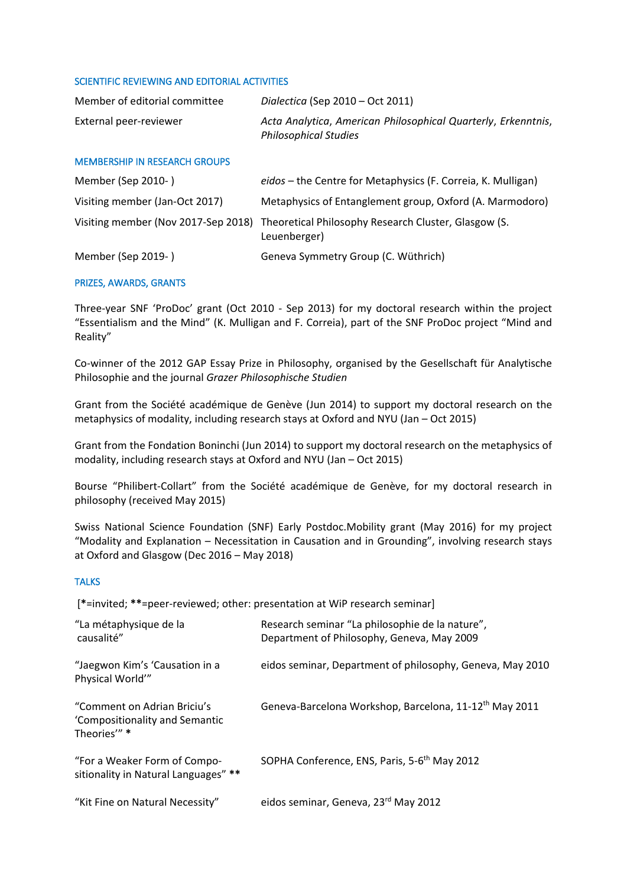## SCIENTIFIC REVIEWING AND EDITORIAL ACTIVITIES

| | |
|---|---|
| Member of editorial committee | *Dialectica* (Sep 2010 – Oct 2011) |
| External peer-reviewer | *Acta Analytica*, *American Philosophical Quarterly*, *Erkenntnis*, *Philosophical Studies* |

## MEMBERSHIP IN RESEARCH GROUPS

| | |
|---|---|
| Member (Sep 2010- ) | *eidos* – the Centre for Metaphysics (F. Correia, K. Mulligan) |
| Visiting member (Jan-Oct 2017) | Metaphysics of Entanglement group, Oxford (A. Marmodoro) |
| Visiting member (Nov 2017-Sep 2018) | Theoretical Philosophy Research Cluster, Glasgow (S. Leuenberger) |
| Member (Sep 2019- ) | Geneva Symmetry Group (C. Wüthrich) |

## PRIZES, AWARDS, GRANTS

Three-year SNF 'ProDoc' grant (Oct 2010 - Sep 2013) for my doctoral research within the project "Essentialism and the Mind" (K. Mulligan and F. Correia), part of the SNF ProDoc project "Mind and Reality"

Co-winner of the 2012 GAP Essay Prize in Philosophy, organised by the Gesellschaft für Analytische Philosophie and the journal *Grazer Philosophische Studien*

Grant from the Société académique de Genève (Jun 2014) to support my doctoral research on the metaphysics of modality, including research stays at Oxford and NYU (Jan – Oct 2015)

Grant from the Fondation Boninchi (Jun 2014) to support my doctoral research on the metaphysics of modality, including research stays at Oxford and NYU (Jan – Oct 2015)

Bourse "Philibert-Collart" from the Société académique de Genève, for my doctoral research in philosophy (received May 2015)

Swiss National Science Foundation (SNF) Early Postdoc.Mobility grant (May 2016) for my project "Modality and Explanation – Necessitation in Causation and in Grounding", involving research stays at Oxford and Glasgow (Dec 2016 – May 2018)

## TALKS

[**\***=invited; **\*\***=peer-reviewed; other: presentation at WiP research seminar]

| | |
|---|---|
| "La métaphysique de la causalité" | Research seminar "La philosophie de la nature", Department of Philosophy, Geneva, May 2009 |
| "Jaegwon Kim's 'Causation in a Physical World'" | eidos seminar, Department of philosophy, Geneva, May 2010 |
| "Comment on Adrian Briciu's 'Compositionality and Semantic Theories'" **\*** | Geneva-Barcelona Workshop, Barcelona, 11-12th May 2011 |
| "For a Weaker Form of Compositionality in Natural Languages" **\*\*** | SOPHA Conference, ENS, Paris, 5-6th May 2012 |
| "Kit Fine on Natural Necessity" | eidos seminar, Geneva, 23rd May 2012 |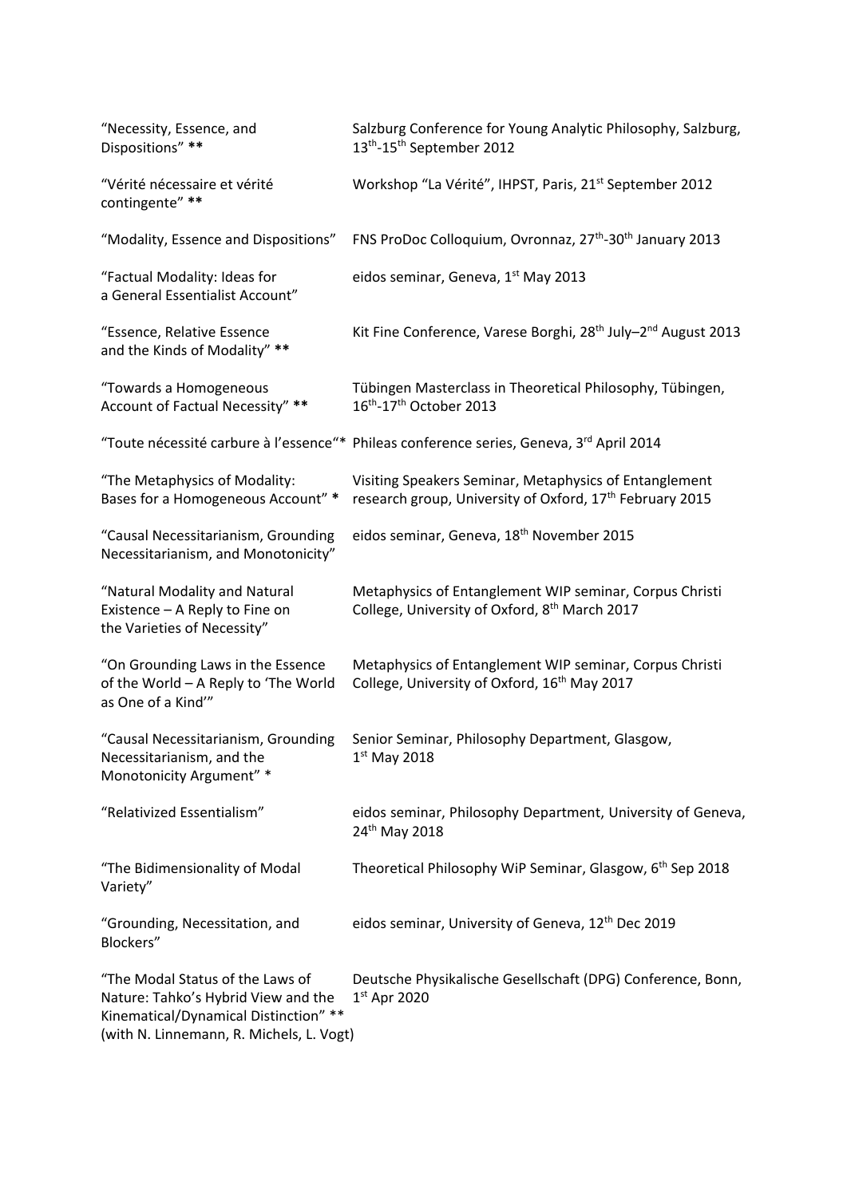| | |
|---|---|
| "Necessity, Essence, and Dispositions" ** | Salzburg Conference for Young Analytic Philosophy, Salzburg, 13th-15th September 2012 |
| "Vérité nécessaire et vérité contingente" ** | Workshop "La Vérité", IHPST, Paris, 21st September 2012 |
| "Modality, Essence and Dispositions" | FNS ProDoc Colloquium, Ovronnaz, 27th-30th January 2013 |
| "Factual Modality: Ideas for a General Essentialist Account" | eidos seminar, Geneva, 1st May 2013 |
| "Essence, Relative Essence and the Kinds of Modality" ** | Kit Fine Conference, Varese Borghi, 28th July–2nd August 2013 |
| "Towards a Homogeneous Account of Factual Necessity" ** | Tübingen Masterclass in Theoretical Philosophy, Tübingen, 16th-17th October 2013 |
| "Toute nécessité carbure à l'essence"* | Phileas conference series, Geneva, 3rd April 2014 |
| "The Metaphysics of Modality: Bases for a Homogeneous Account" * | Visiting Speakers Seminar, Metaphysics of Entanglement research group, University of Oxford, 17th February 2015 |
| "Causal Necessitarianism, Grounding Necessitarianism, and Monotonicity" | eidos seminar, Geneva, 18th November 2015 |
| "Natural Modality and Natural Existence – A Reply to Fine on the Varieties of Necessity" | Metaphysics of Entanglement WIP seminar, Corpus Christi College, University of Oxford, 8th March 2017 |
| "On Grounding Laws in the Essence of the World – A Reply to 'The World as One of a Kind'" | Metaphysics of Entanglement WIP seminar, Corpus Christi College, University of Oxford, 16th May 2017 |
| "Causal Necessitarianism, Grounding Necessitarianism, and the Monotonicity Argument" * | Senior Seminar, Philosophy Department, Glasgow, 1st May 2018 |
| "Relativized Essentialism" | eidos seminar, Philosophy Department, University of Geneva, 24th May 2018 |
| "The Bidimensionality of Modal Variety" | Theoretical Philosophy WiP Seminar, Glasgow, 6th Sep 2018 |
| "Grounding, Necessitation, and Blockers" | eidos seminar, University of Geneva, 12th Dec 2019 |
| "The Modal Status of the Laws of Nature: Tahko's Hybrid View and the Kinematical/Dynamical Distinction" ** (with N. Linnemann, R. Michels, L. Vogt) | Deutsche Physikalische Gesellschaft (DPG) Conference, Bonn, 1st Apr 2020 |